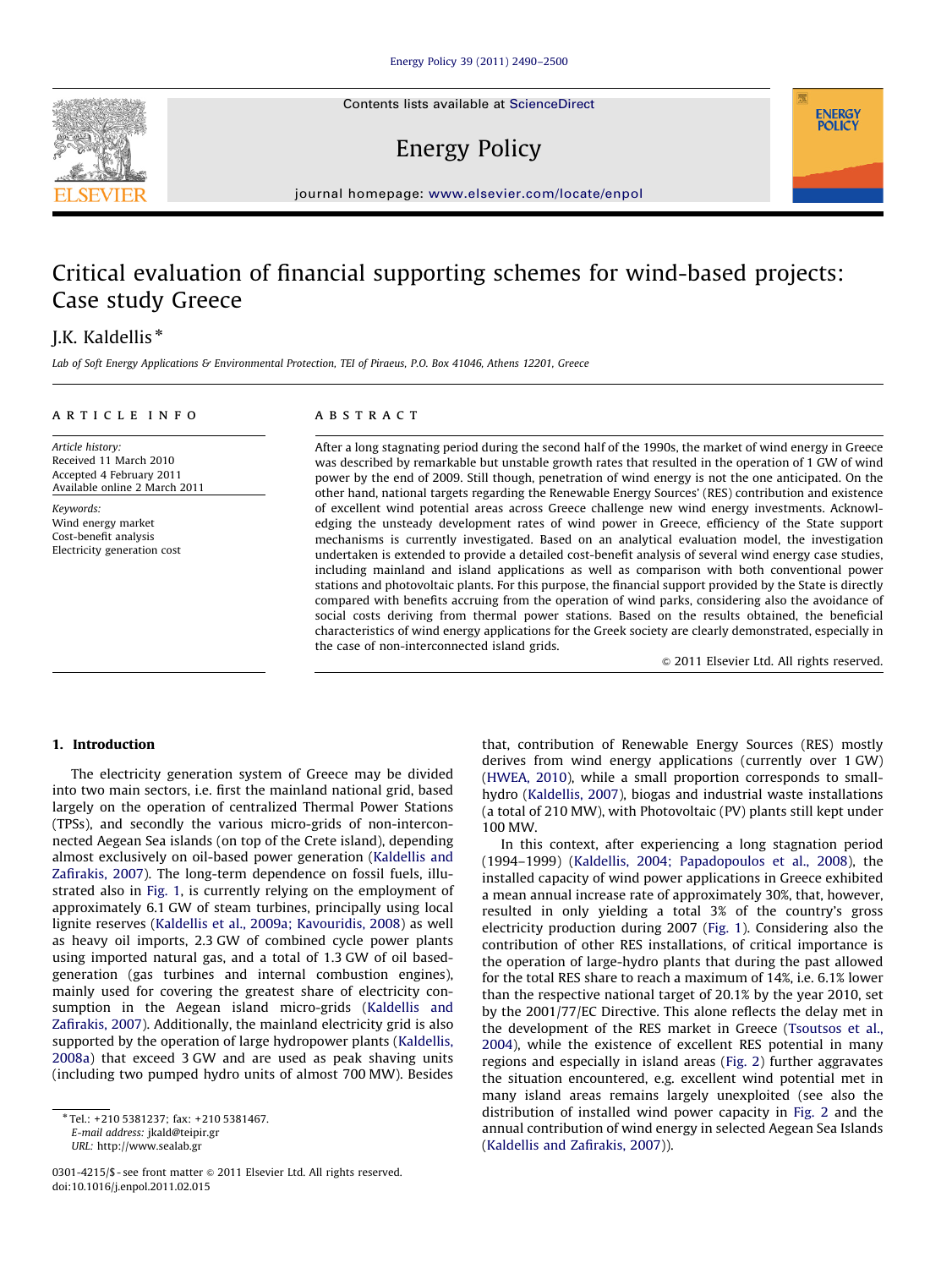# Critical evaluation of financial supporting schemes for wind-based projects: Case study Greece

J.K. Kaldellis *

*Lab of Soft Energy Applications & Environmental Protection, TEI of Piraeus, P.O. Box 41046, Athens 12201, Greece*

**ARTICLE INFO**

*Article history:*
Received 11 March 2010
Accepted 4 February 2011
Available online 2 March 2011

*Keywords:*
Wind energy market
Cost-benefit analysis
Electricity generation cost

**ABSTRACT**

After a long stagnating period during the second half of the 1990s, the market of wind energy in Greece was described by remarkable but unstable growth rates that resulted in the operation of 1 GW of wind power by the end of 2009. Still though, penetration of wind energy is not the one anticipated. On the other hand, national targets regarding the Renewable Energy Sources' (RES) contribution and existence of excellent wind potential areas across Greece challenge new wind energy investments. Acknowledging the unsteady development rates of wind power in Greece, efficiency of the State support mechanisms is currently investigated. Based on an analytical evaluation model, the investigation undertaken is extended to provide a detailed cost-benefit analysis of several wind energy case studies, including mainland and island applications as well as comparison with both conventional power stations and photovoltaic plants. For this purpose, the financial support provided by the State is directly compared with benefits accruing from the operation of wind parks, considering also the avoidance of social costs deriving from thermal power stations. Based on the results obtained, the beneficial characteristics of wind energy applications for the Greek society are clearly demonstrated, especially in the case of non-interconnected island grids.

© 2011 Elsevier Ltd. All rights reserved.

## 1. Introduction

The electricity generation system of Greece may be divided into two main sectors, i.e. first the mainland national grid, based largely on the operation of centralized Thermal Power Stations (TPSs), and secondly the various micro-grids of non-interconnected Aegean Sea islands (on top of the Crete island), depending almost exclusively on oil-based power generation (Kaldellis and Zafirakis, 2007). The long-term dependence on fossil fuels, illustrated also in Fig. 1, is currently relying on the employment of approximately 6.1 GW of steam turbines, principally using local lignite reserves (Kaldellis et al., 2009a; Kavouridis, 2008) as well as heavy oil imports, 2.3 GW of combined cycle power plants using imported natural gas, and a total of 1.3 GW of oil based-generation (gas turbines and internal combustion engines), mainly used for covering the greatest share of electricity consumption in the Aegean island micro-grids (Kaldellis and Zafirakis, 2007). Additionally, the mainland electricity grid is also supported by the operation of large hydropower plants (Kaldellis, 2008a) that exceed 3 GW and are used as peak shaving units (including two pumped hydro units of almost 700 MW). Besides that, contribution of Renewable Energy Sources (RES) mostly derives from wind energy applications (currently over 1 GW) (HWEA, 2010), while a small proportion corresponds to small-hydro (Kaldellis, 2007), biogas and industrial waste installations (a total of 210 MW), with Photovoltaic (PV) plants still kept under 100 MW.

In this context, after experiencing a long stagnation period (1994–1999) (Kaldellis, 2004; Papadopoulos et al., 2008), the installed capacity of wind power applications in Greece exhibited a mean annual increase rate of approximately 30%, that, however, resulted in only yielding a total 3% of the country's gross electricity production during 2007 (Fig. 1). Considering also the contribution of other RES installations, of critical importance is the operation of large-hydro plants that during the past allowed for the total RES share to reach a maximum of 14%, i.e. 6.1% lower than the respective national target of 20.1% by the year 2010, set by the 2001/77/EC Directive. This alone reflects the delay met in the development of the RES market in Greece (Tsoutsos et al., 2004), while the existence of excellent RES potential in many regions and especially in island areas (Fig. 2) further aggravates the situation encountered, e.g. excellent wind potential met in many island areas remains largely unexploited (see also the distribution of installed wind power capacity in Fig. 2 and the annual contribution of wind energy in selected Aegean Sea Islands (Kaldellis and Zafirakis, 2007)).

---

* Tel.: +210 5381237; fax: +210 5381467.
*E-mail address:* jkald@teipir.gr
*URL:* http://www.sealab.gr

0301-4215/$ - see front matter © 2011 Elsevier Ltd. All rights reserved.
doi:10.1016/j.enpol.2011.02.015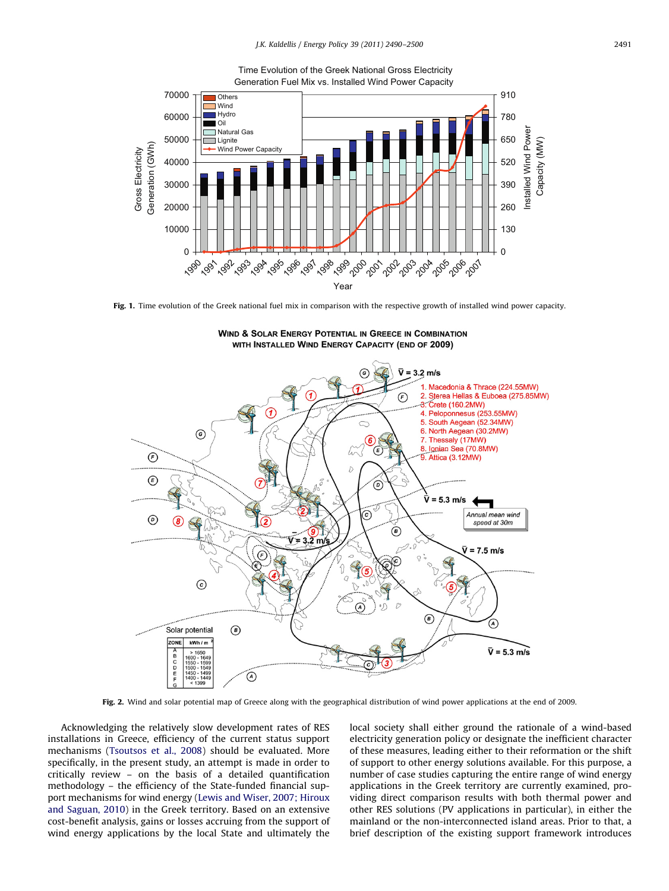Fig. 1. Time evolution of the Greek national fuel mix in comparison with the respective growth of installed wind power capacity.

Fig. 2. Wind and solar potential map of Greece along with the geographical distribution of wind power applications at the end of 2009.

Acknowledging the relatively slow development rates of RES installations in Greece, efficiency of the current status support mechanisms (Tsoutsos et al., 2008) should be evaluated. More specifically, in the present study, an attempt is made in order to critically review – on the basis of a detailed quantification methodology – the efficiency of the State-funded financial support mechanisms for wind energy (Lewis and Wiser, 2007; Hiroux and Saguan, 2010) in the Greek territory. Based on an extensive cost-benefit analysis, gains or losses accruing from the support of wind energy applications by the local State and ultimately the local society shall either ground the rationale of a wind-based electricity generation policy or designate the inefficient character of these measures, leading either to their reformation or the shift of support to other energy solutions available. For this purpose, a number of case studies capturing the entire range of wind energy applications in the Greek territory are currently examined, providing direct comparison results with both thermal power and other RES solutions (PV applications in particular), in either the mainland or the non-interconnected island areas. Prior to that, a brief description of the existing support framework introduces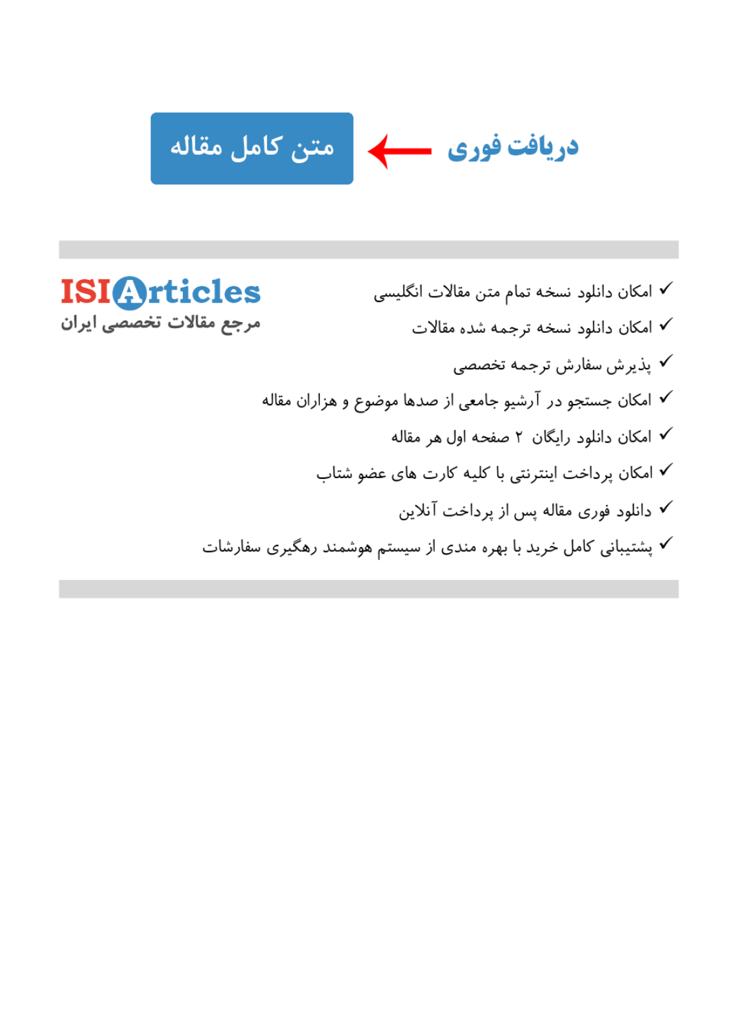دریافت فوری ← **متن کامل مقاله**

**ISIArticles**
مرجع مقالات تخصصی ایران

- ✓ امکان دانلود نسخه تمام متن مقالات انگلیسی
- ✓ امکان دانلود نسخه ترجمه شده مقالات
- ✓ پذیرش سفارش ترجمه تخصصی
- ✓ امکان جستجو در آرشیو جامعی از صدها موضوع و هزاران مقاله
- ✓ امکان دانلود رایگان ۲ صفحه اول هر مقاله
- ✓ امکان پرداخت اینترنتی با کلیه کارت های عضو شتاب
- ✓ دانلود فوری مقاله پس از پرداخت آنلاین
- ✓ پشتیبانی کامل خرید با بهره مندی از سیستم هوشمند رهگیری سفارشات